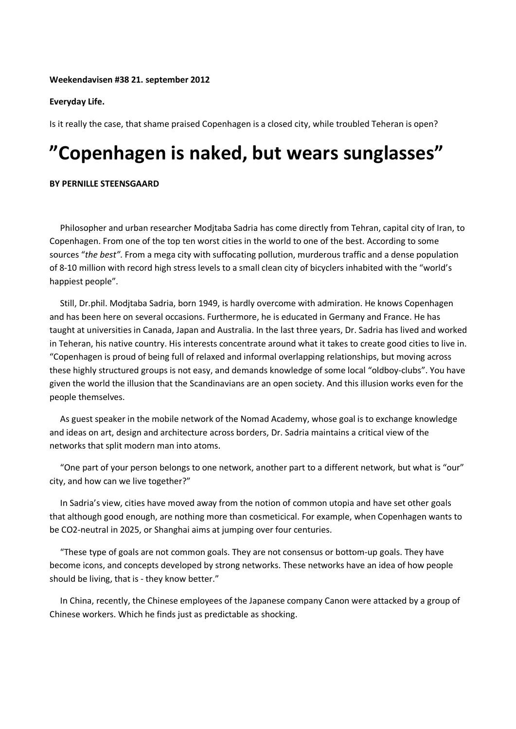**Weekendavisen #38 21. september 2012**

**Everyday Life.**

Is it really the case, that shame praised Copenhagen is a closed city, while troubled Teheran is open?

# ”Copenhagen is naked, but wears sunglasses”

**BY PERNILLE STEENSGAARD**

Philosopher and urban researcher Modjtaba Sadria has come directly from Tehran, capital city of Iran, to Copenhagen. From one of the top ten worst cities in the world to one of the best. According to some sources “*the best”*. From a mega city with suffocating pollution, murderous traffic and a dense population of 8-10 million with record high stress levels to a small clean city of bicyclers inhabited with the “world’s happiest people”.

Still, Dr.phil. Modjtaba Sadria, born 1949, is hardly overcome with admiration. He knows Copenhagen and has been here on several occasions. Furthermore, he is educated in Germany and France. He has taught at universities in Canada, Japan and Australia. In the last three years, Dr. Sadria has lived and worked in Teheran, his native country. His interests concentrate around what it takes to create good cities to live in. “Copenhagen is proud of being full of relaxed and informal overlapping relationships, but moving across these highly structured groups is not easy, and demands knowledge of some local “oldboy-clubs”. You have given the world the illusion that the Scandinavians are an open society. And this illusion works even for the people themselves.

As guest speaker in the mobile network of the Nomad Academy, whose goal is to exchange knowledge and ideas on art, design and architecture across borders, Dr. Sadria maintains a critical view of the networks that split modern man into atoms.

“One part of your person belongs to one network, another part to a different network, but what is “our” city, and how can we live together?”

In Sadria’s view, cities have moved away from the notion of common utopia and have set other goals that although good enough, are nothing more than cosmeticical. For example, when Copenhagen wants to be CO2-neutral in 2025, or Shanghai aims at jumping over four centuries.

“These type of goals are not common goals. They are not consensus or bottom-up goals. They have become icons, and concepts developed by strong networks. These networks have an idea of how people should be living, that is - they know better.”

In China, recently, the Chinese employees of the Japanese company Canon were attacked by a group of Chinese workers. Which he finds just as predictable as shocking.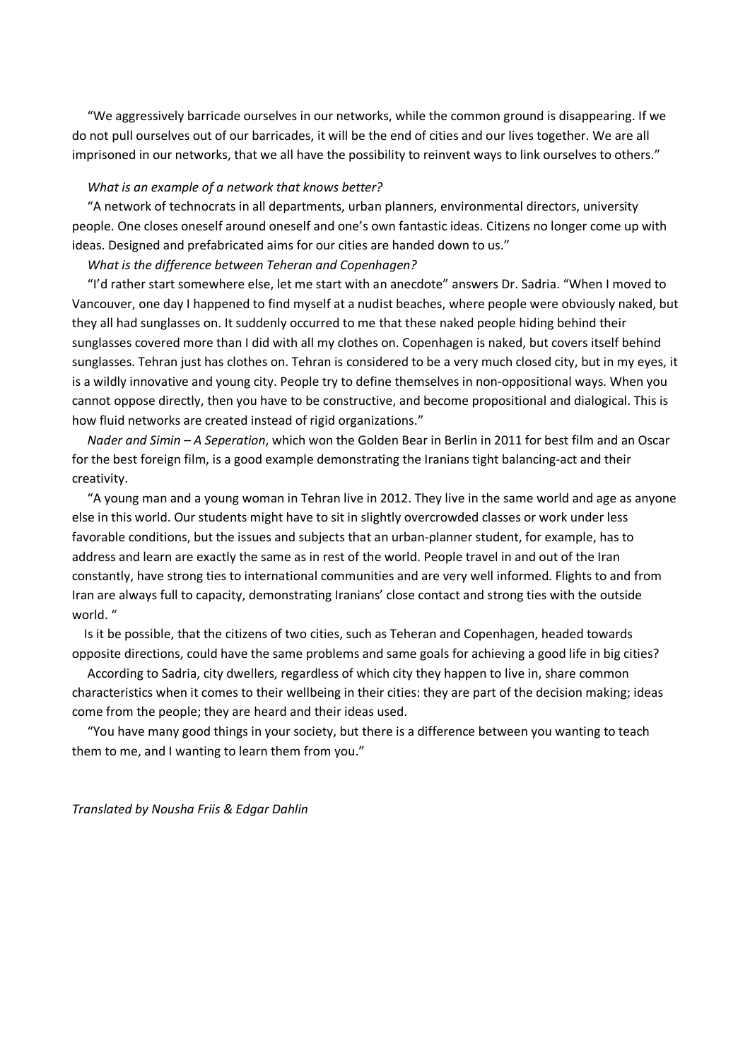"We aggressively barricade ourselves in our networks, while the common ground is disappearing. If we do not pull ourselves out of our barricades, it will be the end of cities and our lives together. We are all imprisoned in our networks, that we all have the possibility to reinvent ways to link ourselves to others."

*What is an example of a network that knows better?*

"A network of technocrats in all departments, urban planners, environmental directors, university people. One closes oneself around oneself and one's own fantastic ideas. Citizens no longer come up with ideas. Designed and prefabricated aims for our cities are handed down to us."

*What is the difference between Teheran and Copenhagen?*

"I'd rather start somewhere else, let me start with an anecdote" answers Dr. Sadria. "When I moved to Vancouver, one day I happened to find myself at a nudist beaches, where people were obviously naked, but they all had sunglasses on. It suddenly occurred to me that these naked people hiding behind their sunglasses covered more than I did with all my clothes on. Copenhagen is naked, but covers itself behind sunglasses. Tehran just has clothes on. Tehran is considered to be a very much closed city, but in my eyes, it is a wildly innovative and young city. People try to define themselves in non-oppositional ways. When you cannot oppose directly, then you have to be constructive, and become propositional and dialogical. This is how fluid networks are created instead of rigid organizations."

*Nader and Simin – A Seperation*, which won the Golden Bear in Berlin in 2011 for best film and an Oscar for the best foreign film, is a good example demonstrating the Iranians tight balancing-act and their creativity.

"A young man and a young woman in Tehran live in 2012. They live in the same world and age as anyone else in this world. Our students might have to sit in slightly overcrowded classes or work under less favorable conditions, but the issues and subjects that an urban-planner student, for example, has to address and learn are exactly the same as in rest of the world. People travel in and out of the Iran constantly, have strong ties to international communities and are very well informed. Flights to and from Iran are always full to capacity, demonstrating Iranians' close contact and strong ties with the outside world. "

Is it be possible, that the citizens of two cities, such as Teheran and Copenhagen, headed towards opposite directions, could have the same problems and same goals for achieving a good life in big cities?

According to Sadria, city dwellers, regardless of which city they happen to live in, share common characteristics when it comes to their wellbeing in their cities: they are part of the decision making; ideas come from the people; they are heard and their ideas used.

"You have many good things in your society, but there is a difference between you wanting to teach them to me, and I wanting to learn them from you."

*Translated by Nousha Friis & Edgar Dahlin*